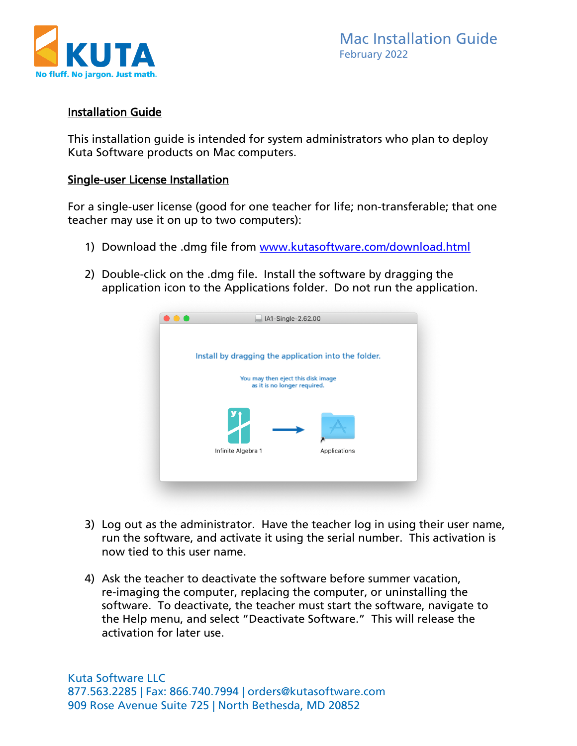KUTA
No fluff. No jargon. Just math.

# Mac Installation Guide

February 2022

## Installation Guide

This installation guide is intended for system administrators who plan to deploy Kuta Software products on Mac computers.

## Single-user License Installation

For a single-user license (good for one teacher for life; non-transferable; that one teacher may use it on up to two computers):

1) Download the .dmg file from www.kutasoftware.com/download.html

2) Double-click on the .dmg file. Install the software by dragging the application icon to the Applications folder. Do not run the application.

3) Log out as the administrator. Have the teacher log in using their user name, run the software, and activate it using the serial number. This activation is now tied to this user name.

4) Ask the teacher to deactivate the software before summer vacation, re-imaging the computer, replacing the computer, or uninstalling the software. To deactivate, the teacher must start the software, navigate to the Help menu, and select "Deactivate Software." This will release the activation for later use.

Kuta Software LLC
877.563.2285 | Fax: 866.740.7994 | orders@kutasoftware.com
909 Rose Avenue Suite 725 | North Bethesda, MD 20852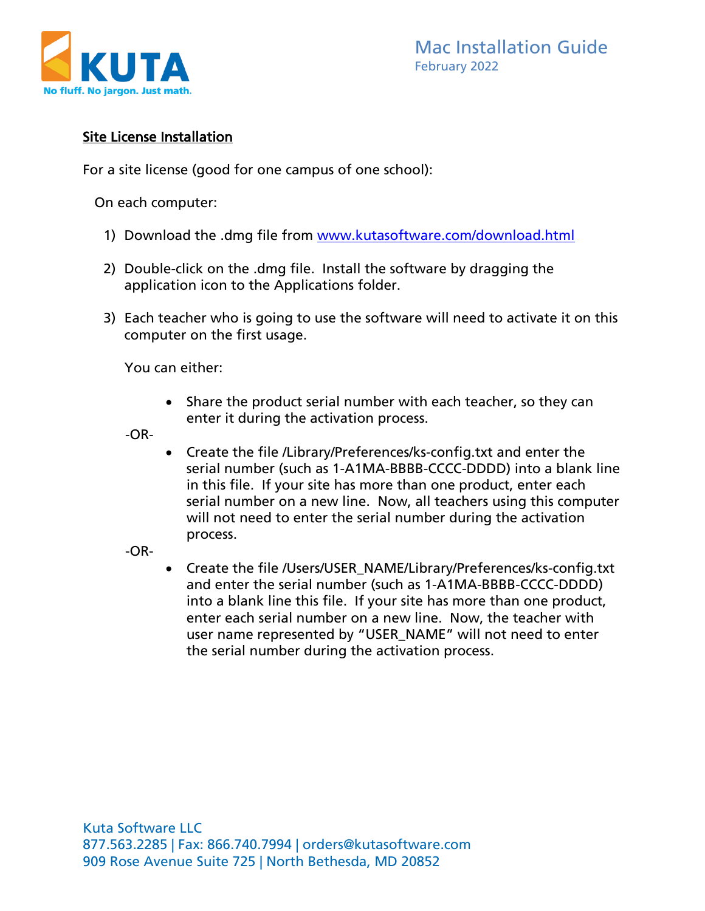## Site License Installation

For a site license (good for one campus of one school):

On each computer:

1) Download the .dmg file from [www.kutasoftware.com/download.html](http://www.kutasoftware.com/download.html)

2) Double-click on the .dmg file. Install the software by dragging the application icon to the Applications folder.

3) Each teacher who is going to use the software will need to activate it on this computer on the first usage.

   You can either:

   - Share the product serial number with each teacher, so they can enter it during the activation process.

   -OR-

   - Create the file /Library/Preferences/ks-config.txt and enter the serial number (such as 1-A1MA-BBBB-CCCC-DDDD) into a blank line in this file. If your site has more than one product, enter each serial number on a new line. Now, all teachers using this computer will not need to enter the serial number during the activation process.

   -OR-

   - Create the file /Users/USER_NAME/Library/Preferences/ks-config.txt and enter the serial number (such as 1-A1MA-BBBB-CCCC-DDDD) into a blank line this file. If your site has more than one product, enter each serial number on a new line. Now, the teacher with user name represented by "USER_NAME" will not need to enter the serial number during the activation process.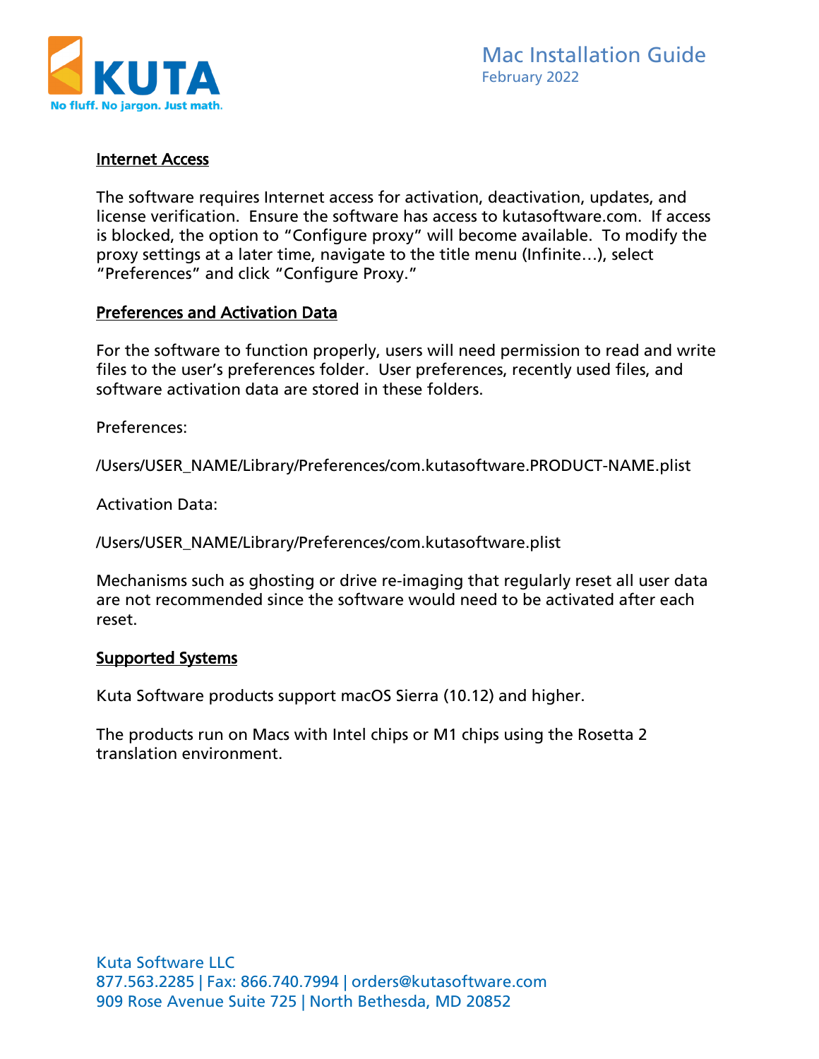## Internet Access

The software requires Internet access for activation, deactivation, updates, and license verification. Ensure the software has access to kutasoftware.com. If access is blocked, the option to "Configure proxy" will become available. To modify the proxy settings at a later time, navigate to the title menu (Infinite…), select "Preferences" and click "Configure Proxy."

## Preferences and Activation Data

For the software to function properly, users will need permission to read and write files to the user's preferences folder. User preferences, recently used files, and software activation data are stored in these folders.

Preferences:

/Users/USER_NAME/Library/Preferences/com.kutasoftware.PRODUCT-NAME.plist

Activation Data:

/Users/USER_NAME/Library/Preferences/com.kutasoftware.plist

Mechanisms such as ghosting or drive re-imaging that regularly reset all user data are not recommended since the software would need to be activated after each reset.

## Supported Systems

Kuta Software products support macOS Sierra (10.12) and higher.

The products run on Macs with Intel chips or M1 chips using the Rosetta 2 translation environment.